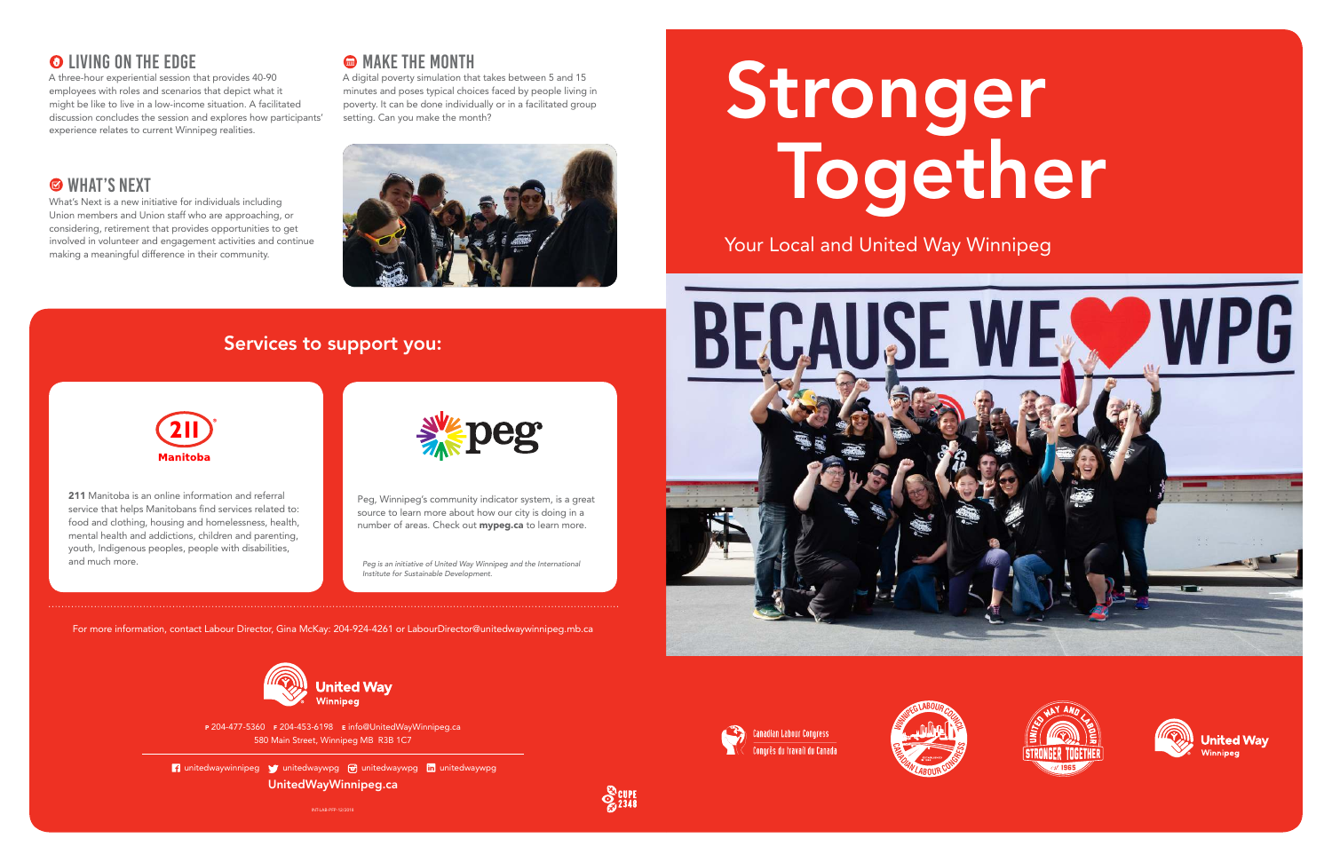## LIVING ON THE EDGE

A three-hour experiential session that provides 40-90 employees with roles and scenarios that depict what it might be like to live in a low-income situation. A facilitated discussion concludes the session and explores how participants' experience relates to current Winnipeg realities.

## WHAT'S NEXT

What's Next is a new initiative for individuals including Union members and Union staff who are approaching, or considering, retirement that provides opportunities to get involved in volunteer and engagement activities and continue making a meaningful difference in their community.

## MAKE THE MONTH

A digital poverty simulation that takes between 5 and 15 minutes and poses typical choices faced by people living in poverty. It can be done individually or in a facilitated group setting. Can you make the month?

## Services to support you:

211 Manitoba

**211** Manitoba is an online information and referral service that helps Manitobans find services related to: food and clothing, housing and homelessness, health, mental health and addictions, children and parenting, youth, Indigenous peoples, people with disabilities, and much more.

peg

Peg, Winnipeg's community indicator system, is a great source to learn more about how our city is doing in a number of areas. Check out **mypeg.ca** to learn more.

*Peg is an initiative of United Way Winnipeg and the International Institute for Sustainable Development.*

For more information, contact Labour Director, Gina McKay: 204-924-4261 or LabourDirector@unitedwaywinnipeg.mb.ca

United Way Winnipeg

P 204-477-5360 F 204-453-6198 E info@UnitedWayWinnipeg.ca
580 Main Street, Winnipeg MB R3B 1C7

unitedwaywinnipeg unitedwaywpg unitedwaywpg unitedwaywpg

UnitedWayWinnipeg.ca

INT-LAB-PFP-12/2018

CUPE 2348

# Stronger Together

Your Local and United Way Winnipeg

Canadian Labour Congress
Congrès du travail du Canada

Winnipeg Labour Council — Canadian Labour Congress

United Way and Labour — Stronger Together — Est. 1965

United Way Winnipeg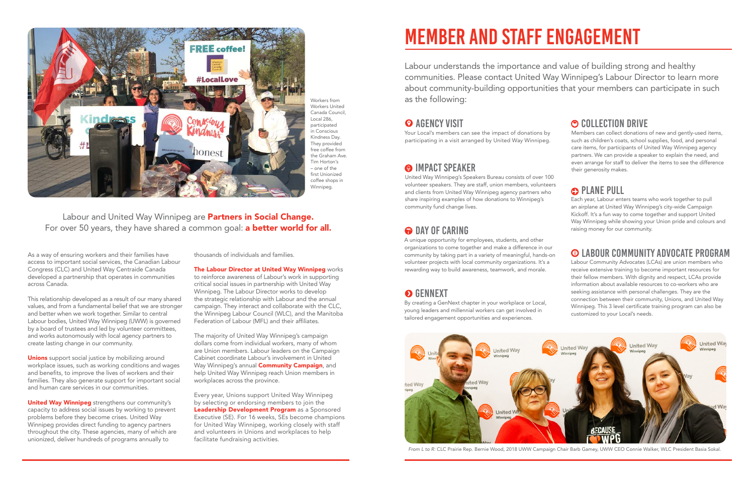Workers from Workers United Canada Council, Local 286, participated in Conscious Kindness Day. They provided free coffee from the Graham Ave. Tim Horton's – one of the first Unionized coffee shops in Winnipeg.

Labour and United Way Winnipeg are **Partners in Social Change.**
For over 50 years, they have shared a common goal: **a better world for all.**

As a way of ensuring workers and their families have access to important social services, the Canadian Labour Congress (CLC) and United Way Centraide Canada developed a partnership that operates in communities across Canada.

This relationship developed as a result of our many shared values, and from a fundamental belief that we are stronger and better when we work together. Similar to central Labour bodies, United Way Winnipeg (UWW) is governed by a board of trustees and led by volunteer committees, and works autonomously with local agency partners to create lasting change in our community.

**Unions** support social justice by mobilizing around workplace issues, such as working conditions and wages and benefits, to improve the lives of workers and their families. They also generate support for important social and human care services in our communities.

**United Way Winnipeg** strengthens our community's capacity to address social issues by working to prevent problems before they become crises. United Way Winnipeg provides direct funding to agency partners throughout the city. These agencies, many of which are unionized, deliver hundreds of programs annually to thousands of individuals and families.

**The Labour Director at United Way Winnipeg** works to reinforce awareness of Labour's work in supporting critical social issues in partnership with United Way Winnipeg. The Labour Director works to develop the strategic relationship with Labour and the annual campaign. They interact and collaborate with the CLC, the Winnipeg Labour Council (WLC), and the Manitoba Federation of Labour (MFL) and their affiliates.

The majority of United Way Winnipeg's campaign dollars come from individual workers, many of whom are Union members. Labour leaders on the Campaign Cabinet coordinate Labour's involvement in United Way Winnipeg's annual **Community Campaign**, and help United Way Winnipeg reach Union members in workplaces across the province.

Every year, Unions support United Way Winnipeg by selecting or endorsing members to join the **Leadership Development Program** as a Sponsored Executive (SE). For 16 weeks, SEs become champions for United Way Winnipeg, working closely with staff and volunteers in Unions and workplaces to help facilitate fundraising activities.

# MEMBER AND STAFF ENGAGEMENT

Labour understands the importance and value of building strong and healthy communities. Please contact United Way Winnipeg's Labour Director to learn more about community-building opportunities that your members can participate in such as the following:

## AGENCY VISIT

Your Local's members can see the impact of donations by participating in a visit arranged by United Way Winnipeg.

## IMPACT SPEAKER

United Way Winnipeg's Speakers Bureau consists of over 100 volunteer speakers. They are staff, union members, volunteers and clients from United Way Winnipeg agency partners who share inspiring examples of how donations to Winnipeg's community fund change lives.

## DAY OF CARING

A unique opportunity for employees, students, and other organizations to come together and make a difference in our community by taking part in a variety of meaningful, hands-on volunteer projects with local community organizations. It's a rewarding way to build awareness, teamwork, and morale.

## GENNEXT

By creating a GenNext chapter in your workplace or Local, young leaders and millennial workers can get involved in tailored engagement opportunities and experiences.

## COLLECTION DRIVE

Members can collect donations of new and gently-used items, such as children's coats, school supplies, food, and personal care items, for participants of United Way Winnipeg agency partners. We can provide a speaker to explain the need, and even arrange for staff to deliver the items to see the difference their generosity makes.

## PLANE PULL

Each year, Labour enters teams who work together to pull an airplane at United Way Winnipeg's city-wide Campaign Kickoff. It's a fun way to come together and support United Way Winnipeg while showing your Union pride and colours and raising money for our community.

## LABOUR COMMUNITY ADVOCATE PROGRAM

Labour Community Advocates (LCAs) are union members who receive extensive training to become important resources for their fellow members. With dignity and respect, LCAs provide information about available resources to co-workers who are seeking assistance with personal challenges. They are the connection between their community, Unions, and United Way Winnipeg. This 3 level certificate training program can also be customized to your Local's needs.

*From L to R:* CLC Prairie Rep. Bernie Wood, 2018 UWW Campaign Chair Barb Gamey, UWW CEO Connie Walker, WLC President Basia Sokal.